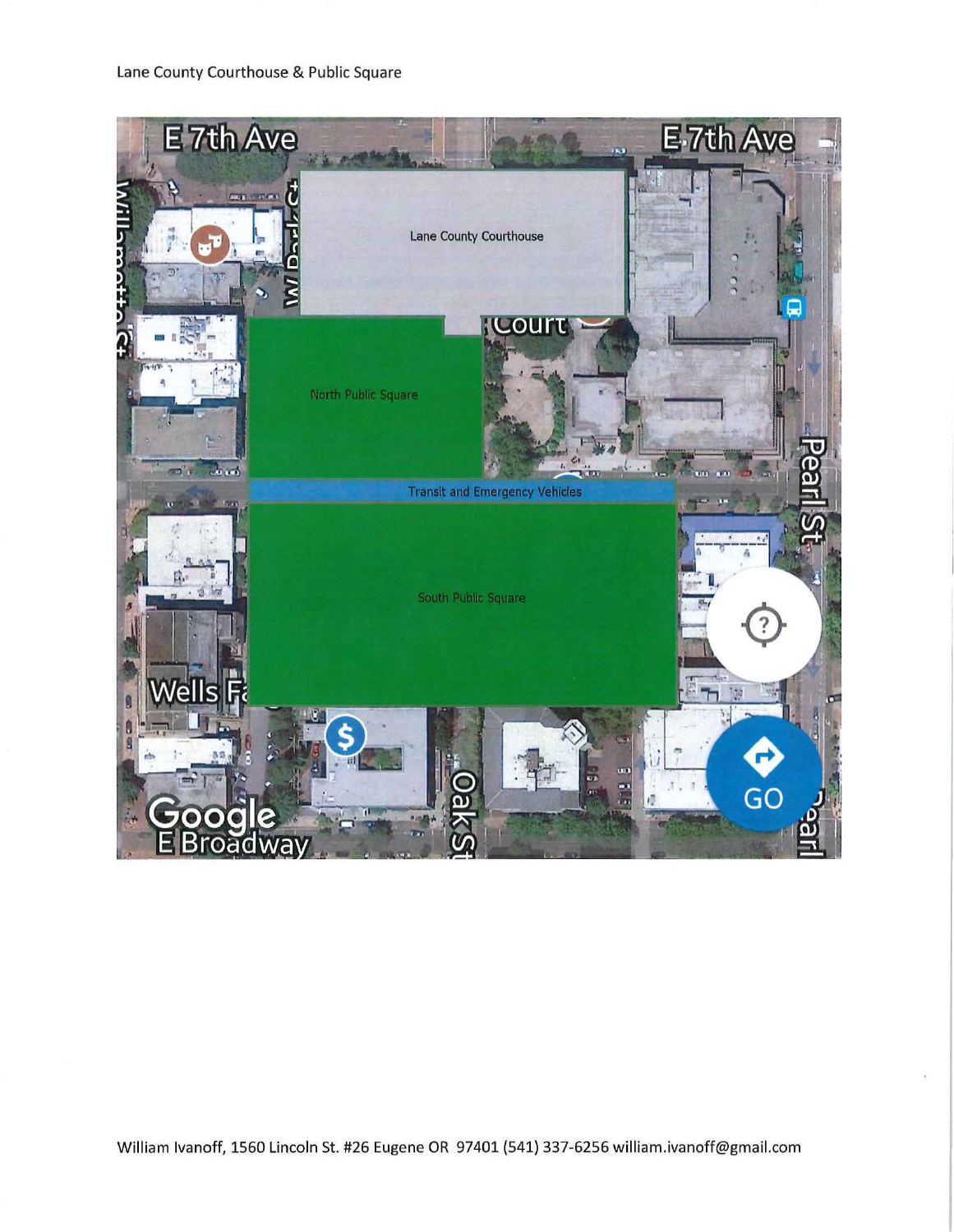Lane County Courthouse & Public Square

E 7th Ave

E 7th Ave

Lane County Courthouse

North Public Square

Transit and Emergency Vehicles

South Public Square

Pearl St

Oak St

E Broadway

William Ivanoff, 1560 Lincoln St. #26 Eugene OR 97401 (541) 337-6256 william.ivanoff@gmail.com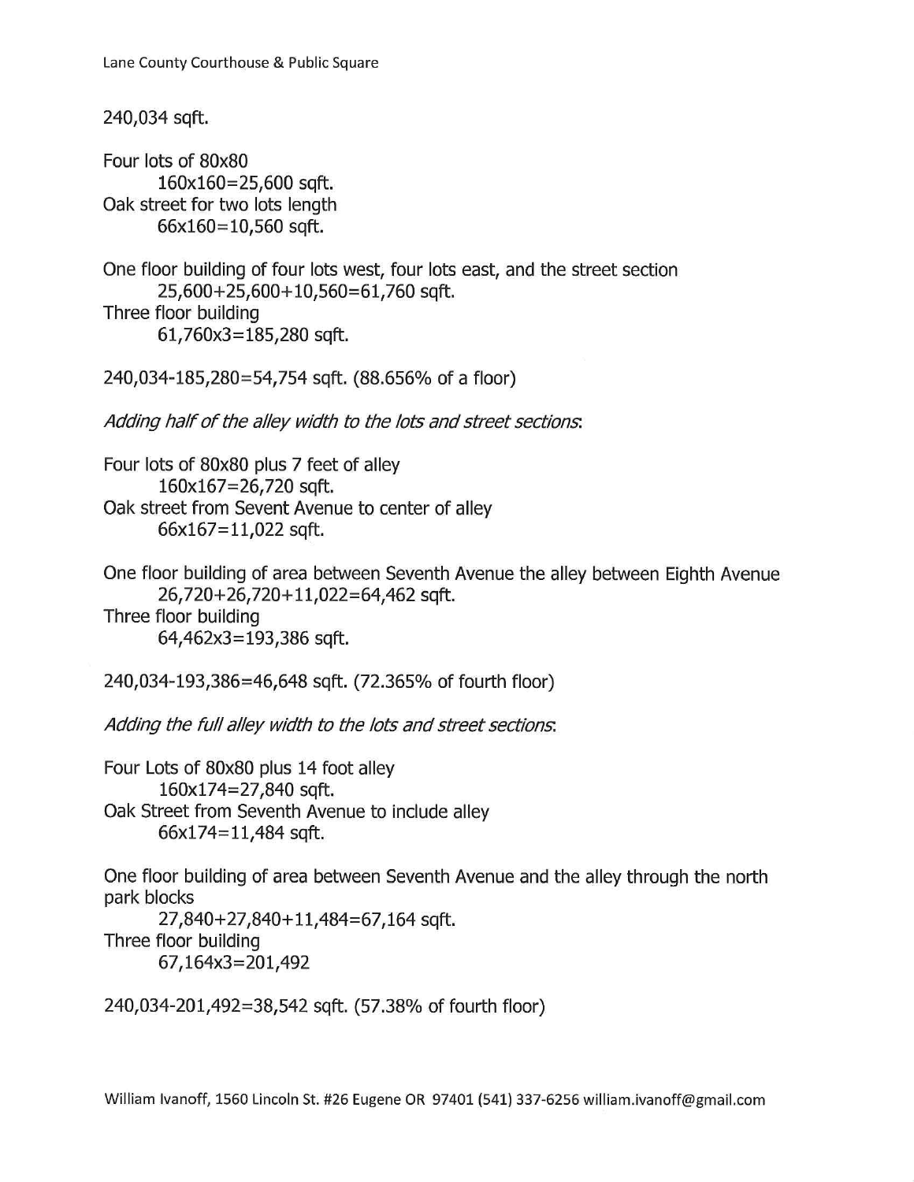240,034 sqft.

Four lots of 80x80

    160x160=25,600 sqft.

Oak street for two lots length

    66x160=10,560 sqft.

One floor building of four lots west, four lots east, and the street section

    25,600+25,600+10,560=61,760 sqft.

Three floor building

    61,760x3=185,280 sqft.

240,034-185,280=54,754 sqft. (88.656% of a floor)

*Adding half of the alley width to the lots and street sections:*

Four lots of 80x80 plus 7 feet of alley

    160x167=26,720 sqft.

Oak street from Sevent Avenue to center of alley

    66x167=11,022 sqft.

One floor building of area between Seventh Avenue the alley between Eighth Avenue

    26,720+26,720+11,022=64,462 sqft.

Three floor building

    64,462x3=193,386 sqft.

240,034-193,386=46,648 sqft. (72.365% of fourth floor)

*Adding the full alley width to the lots and street sections:*

Four Lots of 80x80 plus 14 foot alley

    160x174=27,840 sqft.

Oak Street from Seventh Avenue to include alley

    66x174=11,484 sqft.

One floor building of area between Seventh Avenue and the alley through the north park blocks

    27,840+27,840+11,484=67,164 sqft.

Three floor building

    67,164x3=201,492

240,034-201,492=38,542 sqft. (57.38% of fourth floor)